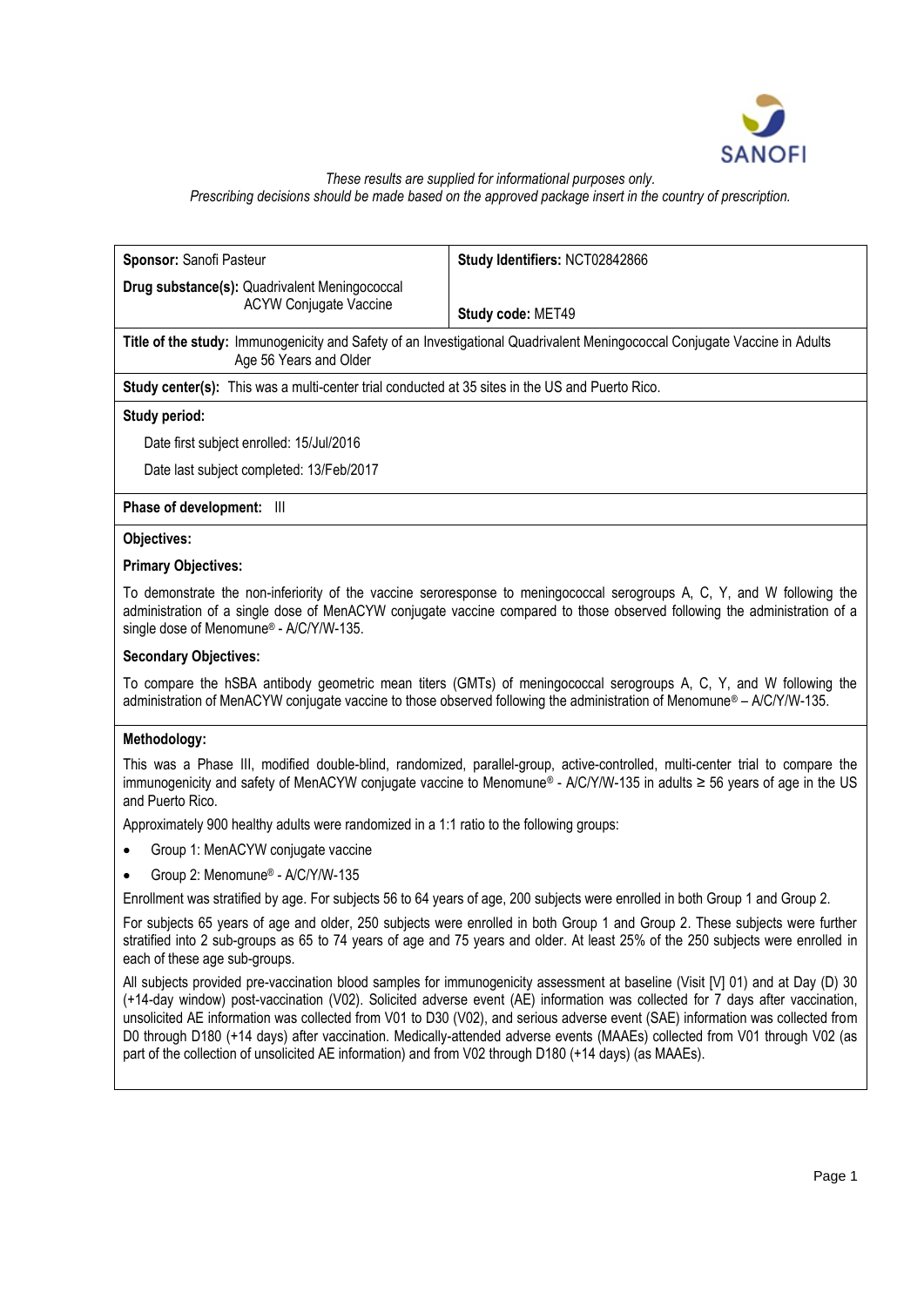*These results are supplied for informational purposes only.*
*Prescribing decisions should be made based on the approved package insert in the country of prescription.*

| **Sponsor:** Sanofi Pasteur | **Study Identifiers:** NCT02842866 |
|---|---|
| **Drug substance(s):** Quadrivalent Meningococcal ACYW Conjugate Vaccine | **Study code:** MET49 |

**Title of the study:** Immunogenicity and Safety of an Investigational Quadrivalent Meningococcal Conjugate Vaccine in Adults Age 56 Years and Older

**Study center(s):** This was a multi-center trial conducted at 35 sites in the US and Puerto Rico.

**Study period:**

Date first subject enrolled: 15/Jul/2016

Date last subject completed: 13/Feb/2017

**Phase of development:** III

**Objectives:**

**Primary Objectives:**

To demonstrate the non-inferiority of the vaccine seroresponse to meningococcal serogroups A, C, Y, and W following the administration of a single dose of MenACYW conjugate vaccine compared to those observed following the administration of a single dose of Menomune® - A/C/Y/W-135.

**Secondary Objectives:**

To compare the hSBA antibody geometric mean titers (GMTs) of meningococcal serogroups A, C, Y, and W following the administration of MenACYW conjugate vaccine to those observed following the administration of Menomune® – A/C/Y/W-135.

**Methodology:**

This was a Phase III, modified double-blind, randomized, parallel-group, active-controlled, multi-center trial to compare the immunogenicity and safety of MenACYW conjugate vaccine to Menomune® - A/C/Y/W-135 in adults ≥ 56 years of age in the US and Puerto Rico.

Approximately 900 healthy adults were randomized in a 1:1 ratio to the following groups:

- Group 1: MenACYW conjugate vaccine
- Group 2: Menomune® - A/C/Y/W-135

Enrollment was stratified by age. For subjects 56 to 64 years of age, 200 subjects were enrolled in both Group 1 and Group 2.

For subjects 65 years of age and older, 250 subjects were enrolled in both Group 1 and Group 2. These subjects were further stratified into 2 sub-groups as 65 to 74 years of age and 75 years and older. At least 25% of the 250 subjects were enrolled in each of these age sub-groups.

All subjects provided pre-vaccination blood samples for immunogenicity assessment at baseline (Visit [V] 01) and at Day (D) 30 (+14-day window) post-vaccination (V02). Solicited adverse event (AE) information was collected for 7 days after vaccination, unsolicited AE information was collected from V01 to D30 (V02), and serious adverse event (SAE) information was collected from D0 through D180 (+14 days) after vaccination. Medically-attended adverse events (MAAEs) collected from V01 through V02 (as part of the collection of unsolicited AE information) and from V02 through D180 (+14 days) (as MAAEs).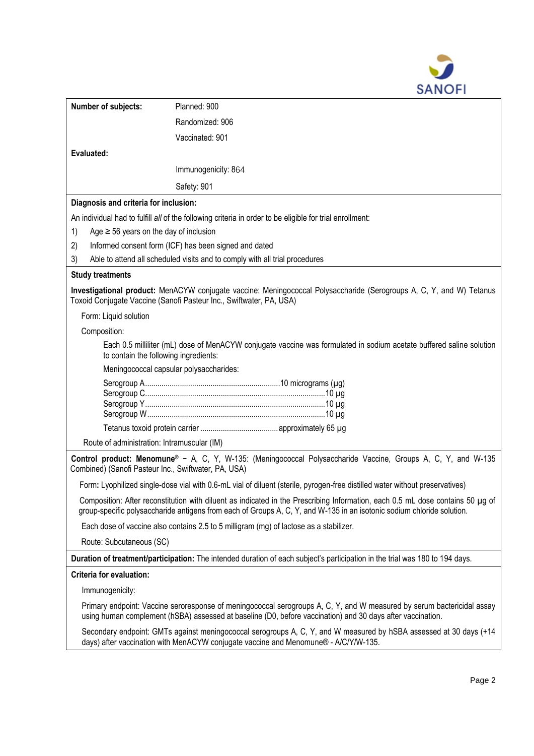**Number of subjects:** Planned: 900

Randomized: 906

Vaccinated: 901

**Evaluated:**

Immunogenicity: 864

Safety: 901

**Diagnosis and criteria for inclusion:**

An individual had to fulfill *all* of the following criteria in order to be eligible for trial enrollment:

1) Age ≥ 56 years on the day of inclusion
2) Informed consent form (ICF) has been signed and dated
3) Able to attend all scheduled visits and to comply with all trial procedures

**Study treatments**

**Investigational product:** MenACYW conjugate vaccine: Meningococcal Polysaccharide (Serogroups A, C, Y, and W) Tetanus Toxoid Conjugate Vaccine (Sanofi Pasteur Inc., Swiftwater, PA, USA)

Form: Liquid solution

Composition:

Each 0.5 milliliter (mL) dose of MenACYW conjugate vaccine was formulated in sodium acetate buffered saline solution to contain the following ingredients:

Meningococcal capsular polysaccharides:

Serogroup A..................................................................10 micrograms (µg)
Serogroup C.........................................................................................10 µg
Serogroup Y.........................................................................................10 µg
Serogroup W........................................................................................10 µg

Tetanus toxoid protein carrier ......................................approximately 65 µg

Route of administration: Intramuscular (IM)

**Control product: Menomune®** − A, C, Y, W-135: (Meningococcal Polysaccharide Vaccine, Groups A, C, Y, and W-135 Combined) (Sanofi Pasteur Inc., Swiftwater, PA, USA)

**Form:** Lyophilized single-dose vial with 0.6-mL vial of diluent (sterile, pyrogen-free distilled water without preservatives)

Composition: After reconstitution with diluent as indicated in the Prescribing Information, each 0.5 mL dose contains 50 µg of group-specific polysaccharide antigens from each of Groups A, C, Y, and W-135 in an isotonic sodium chloride solution.

Each dose of vaccine also contains 2.5 to 5 milligram (mg) of lactose as a stabilizer.

Route: Subcutaneous (SC)

**Duration of treatment/participation:** The intended duration of each subject's participation in the trial was 180 to 194 days.

**Criteria for evaluation:**

Immunogenicity:

Primary endpoint: Vaccine seroresponse of meningococcal serogroups A, C, Y, and W measured by serum bactericidal assay using human complement (hSBA) assessed at baseline (D0, before vaccination) and 30 days after vaccination.

Secondary endpoint: GMTs against meningococcal serogroups A, C, Y, and W measured by hSBA assessed at 30 days (+14 days) after vaccination with MenACYW conjugate vaccine and Menomune® - A/C/Y/W-135.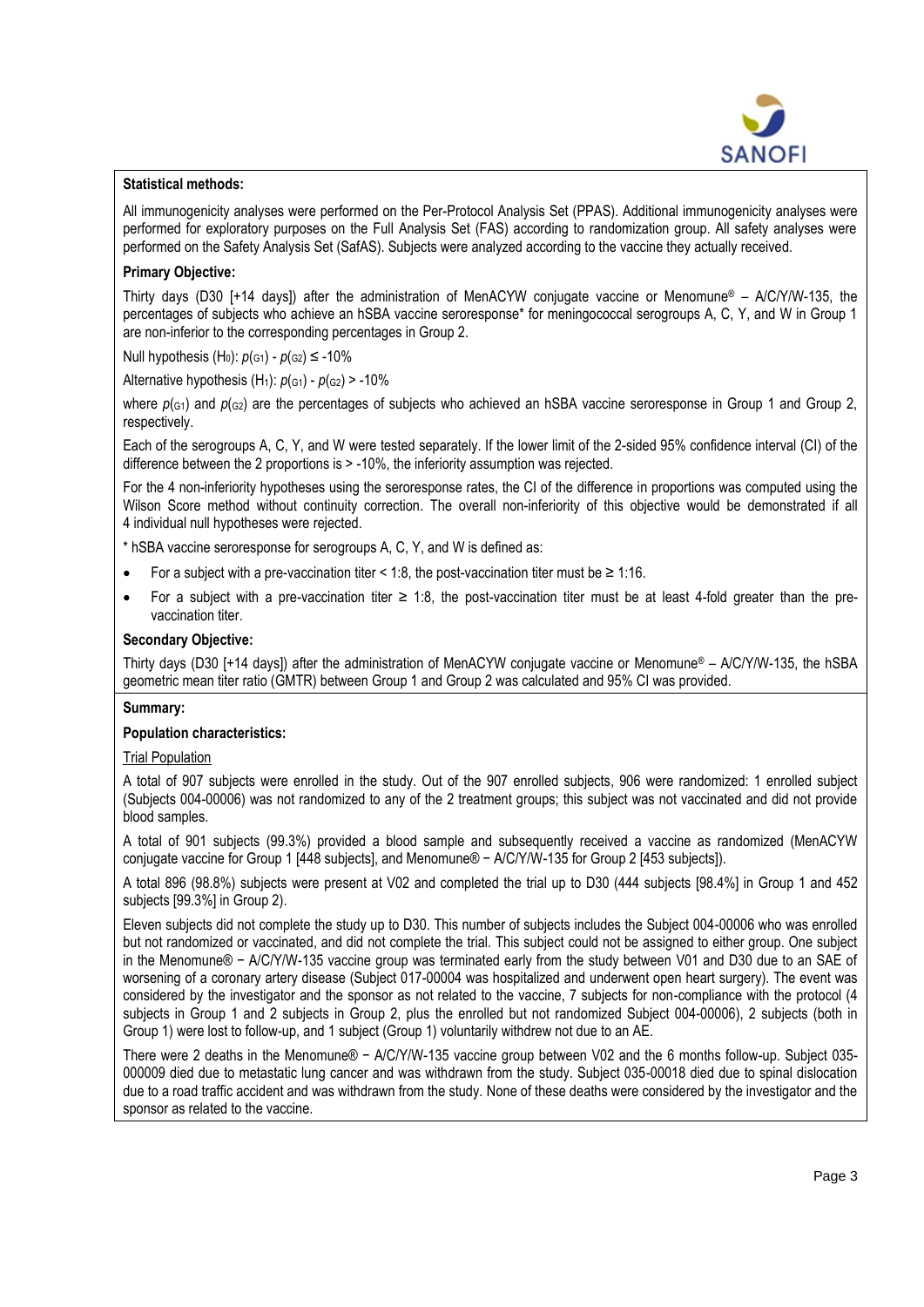**Statistical methods:**

All immunogenicity analyses were performed on the Per-Protocol Analysis Set (PPAS). Additional immunogenicity analyses were performed for exploratory purposes on the Full Analysis Set (FAS) according to randomization group. All safety analyses were performed on the Safety Analysis Set (SafAS). Subjects were analyzed according to the vaccine they actually received.

**Primary Objective:**

Thirty days (D30 [+14 days]) after the administration of MenACYW conjugate vaccine or Menomune® – A/C/Y/W-135, the percentages of subjects who achieve an hSBA vaccine seroresponse* for meningococcal serogroups A, C, Y, and W in Group 1 are non-inferior to the corresponding percentages in Group 2.

Null hypothesis ($H_0$): $p_{(G1)} - p_{(G2)} \leq -10\%$

Alternative hypothesis ($H_1$): $p_{(G1)} - p_{(G2)} > -10\%$

where $p_{(G1)}$ and $p_{(G2)}$ are the percentages of subjects who achieved an hSBA vaccine seroresponse in Group 1 and Group 2, respectively.

Each of the serogroups A, C, Y, and W were tested separately. If the lower limit of the 2-sided 95% confidence interval (CI) of the difference between the 2 proportions is > -10%, the inferiority assumption was rejected.

For the 4 non-inferiority hypotheses using the seroresponse rates, the CI of the difference in proportions was computed using the Wilson Score method without continuity correction. The overall non-inferiority of this objective would be demonstrated if all 4 individual null hypotheses were rejected.

* hSBA vaccine seroresponse for serogroups A, C, Y, and W is defined as:

- For a subject with a pre-vaccination titer < 1:8, the post-vaccination titer must be ≥ 1:16.
- For a subject with a pre-vaccination titer ≥ 1:8, the post-vaccination titer must be at least 4-fold greater than the pre-vaccination titer.

**Secondary Objective:**

Thirty days (D30 [+14 days]) after the administration of MenACYW conjugate vaccine or Menomune® – A/C/Y/W-135, the hSBA geometric mean titer ratio (GMTR) between Group 1 and Group 2 was calculated and 95% CI was provided.

**Summary:**

**Population characteristics:**

Trial Population

A total of 907 subjects were enrolled in the study. Out of the 907 enrolled subjects, 906 were randomized: 1 enrolled subject (Subjects 004-00006) was not randomized to any of the 2 treatment groups; this subject was not vaccinated and did not provide blood samples.

A total of 901 subjects (99.3%) provided a blood sample and subsequently received a vaccine as randomized (MenACYW conjugate vaccine for Group 1 [448 subjects], and Menomune® − A/C/Y/W-135 for Group 2 [453 subjects]).

A total 896 (98.8%) subjects were present at V02 and completed the trial up to D30 (444 subjects [98.4%] in Group 1 and 452 subjects [99.3%] in Group 2).

Eleven subjects did not complete the study up to D30. This number of subjects includes the Subject 004-00006 who was enrolled but not randomized or vaccinated, and did not complete the trial. This subject could not be assigned to either group. One subject in the Menomune® − A/C/Y/W-135 vaccine group was terminated early from the study between V01 and D30 due to an SAE of worsening of a coronary artery disease (Subject 017-00004 was hospitalized and underwent open heart surgery). The event was considered by the investigator and the sponsor as not related to the vaccine, 7 subjects for non-compliance with the protocol (4 subjects in Group 1 and 2 subjects in Group 2, plus the enrolled but not randomized Subject 004-00006), 2 subjects (both in Group 1) were lost to follow-up, and 1 subject (Group 1) voluntarily withdrew not due to an AE.

There were 2 deaths in the Menomune® − A/C/Y/W-135 vaccine group between V02 and the 6 months follow-up. Subject 035-000009 died due to metastatic lung cancer and was withdrawn from the study. Subject 035-00018 died due to spinal dislocation due to a road traffic accident and was withdrawn from the study. None of these deaths were considered by the investigator and the sponsor as related to the vaccine.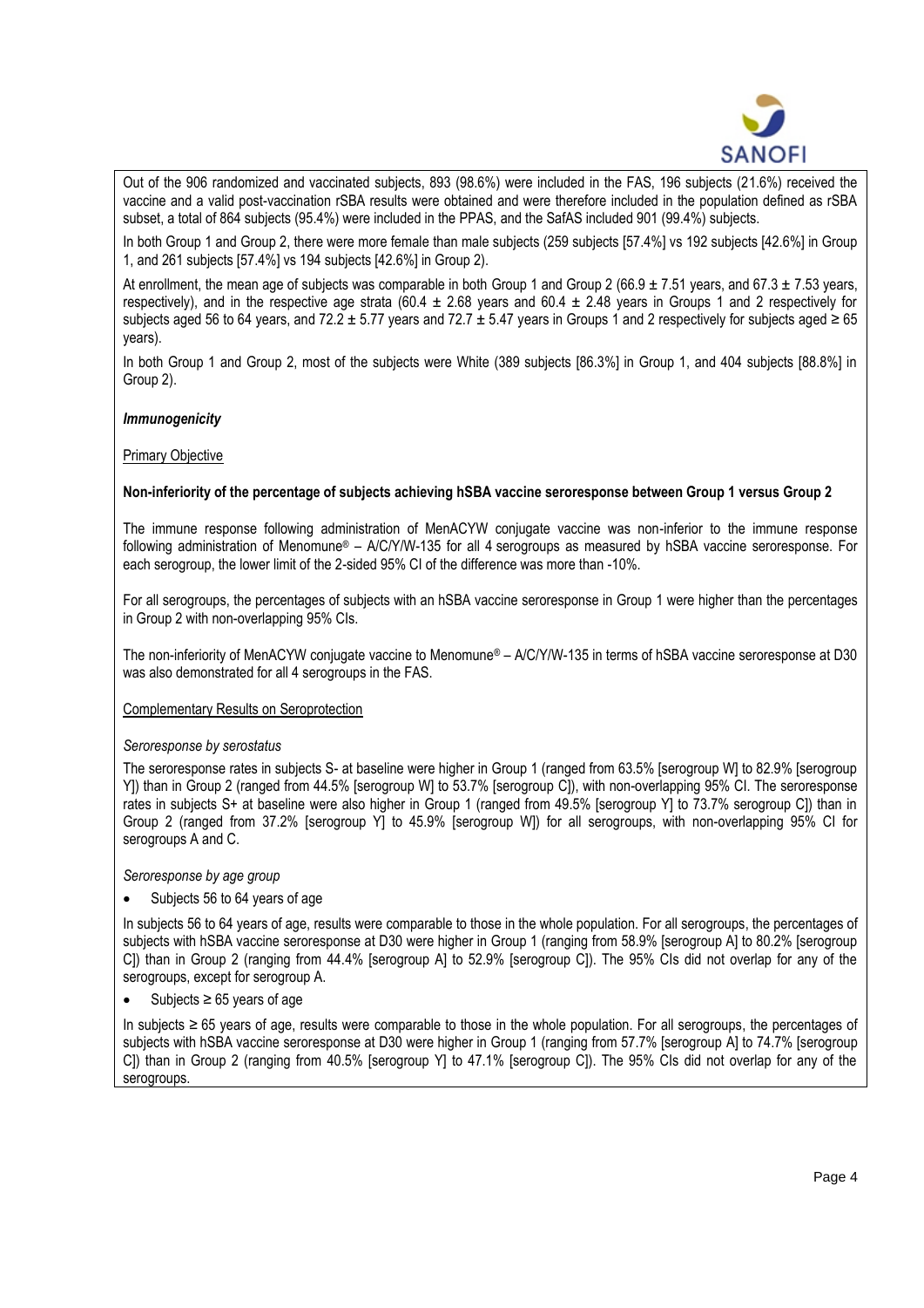Out of the 906 randomized and vaccinated subjects, 893 (98.6%) were included in the FAS, 196 subjects (21.6%) received the vaccine and a valid post-vaccination rSBA results were obtained and were therefore included in the population defined as rSBA subset, a total of 864 subjects (95.4%) were included in the PPAS, and the SafAS included 901 (99.4%) subjects.

In both Group 1 and Group 2, there were more female than male subjects (259 subjects [57.4%] vs 192 subjects [42.6%] in Group 1, and 261 subjects [57.4%] vs 194 subjects [42.6%] in Group 2).

At enrollment, the mean age of subjects was comparable in both Group 1 and Group 2 (66.9 ± 7.51 years, and 67.3 ± 7.53 years, respectively), and in the respective age strata (60.4 ± 2.68 years and 60.4 ± 2.48 years in Groups 1 and 2 respectively for subjects aged 56 to 64 years, and 72.2 ± 5.77 years and 72.7 ± 5.47 years in Groups 1 and 2 respectively for subjects aged ≥ 65 years).

In both Group 1 and Group 2, most of the subjects were White (389 subjects [86.3%] in Group 1, and 404 subjects [88.8%] in Group 2).

***Immunogenicity***

Primary Objective

**Non-inferiority of the percentage of subjects achieving hSBA vaccine seroresponse between Group 1 versus Group 2**

The immune response following administration of MenACYW conjugate vaccine was non-inferior to the immune response following administration of Menomune® – A/C/Y/W-135 for all 4 serogroups as measured by hSBA vaccine seroresponse. For each serogroup, the lower limit of the 2-sided 95% CI of the difference was more than -10%.

For all serogroups, the percentages of subjects with an hSBA vaccine seroresponse in Group 1 were higher than the percentages in Group 2 with non-overlapping 95% CIs.

The non-inferiority of MenACYW conjugate vaccine to Menomune® – A/C/Y/W-135 in terms of hSBA vaccine seroresponse at D30 was also demonstrated for all 4 serogroups in the FAS.

Complementary Results on Seroprotection

*Seroresponse by serostatus*

The seroresponse rates in subjects S- at baseline were higher in Group 1 (ranged from 63.5% [serogroup W] to 82.9% [serogroup Y]) than in Group 2 (ranged from 44.5% [serogroup W] to 53.7% [serogroup C]), with non-overlapping 95% CI. The seroresponse rates in subjects S+ at baseline were also higher in Group 1 (ranged from 49.5% [serogroup Y] to 73.7% serogroup C]) than in Group 2 (ranged from 37.2% [serogroup Y] to 45.9% [serogroup W]) for all serogroups, with non-overlapping 95% CI for serogroups A and C.

*Seroresponse by age group*

- Subjects 56 to 64 years of age

In subjects 56 to 64 years of age, results were comparable to those in the whole population. For all serogroups, the percentages of subjects with hSBA vaccine seroresponse at D30 were higher in Group 1 (ranging from 58.9% [serogroup A] to 80.2% [serogroup C]) than in Group 2 (ranging from 44.4% [serogroup A] to 52.9% [serogroup C]). The 95% CIs did not overlap for any of the serogroups, except for serogroup A.

- Subjects ≥ 65 years of age

In subjects ≥ 65 years of age, results were comparable to those in the whole population. For all serogroups, the percentages of subjects with hSBA vaccine seroresponse at D30 were higher in Group 1 (ranging from 57.7% [serogroup A] to 74.7% [serogroup C]) than in Group 2 (ranging from 40.5% [serogroup Y] to 47.1% [serogroup C]). The 95% CIs did not overlap for any of the serogroups.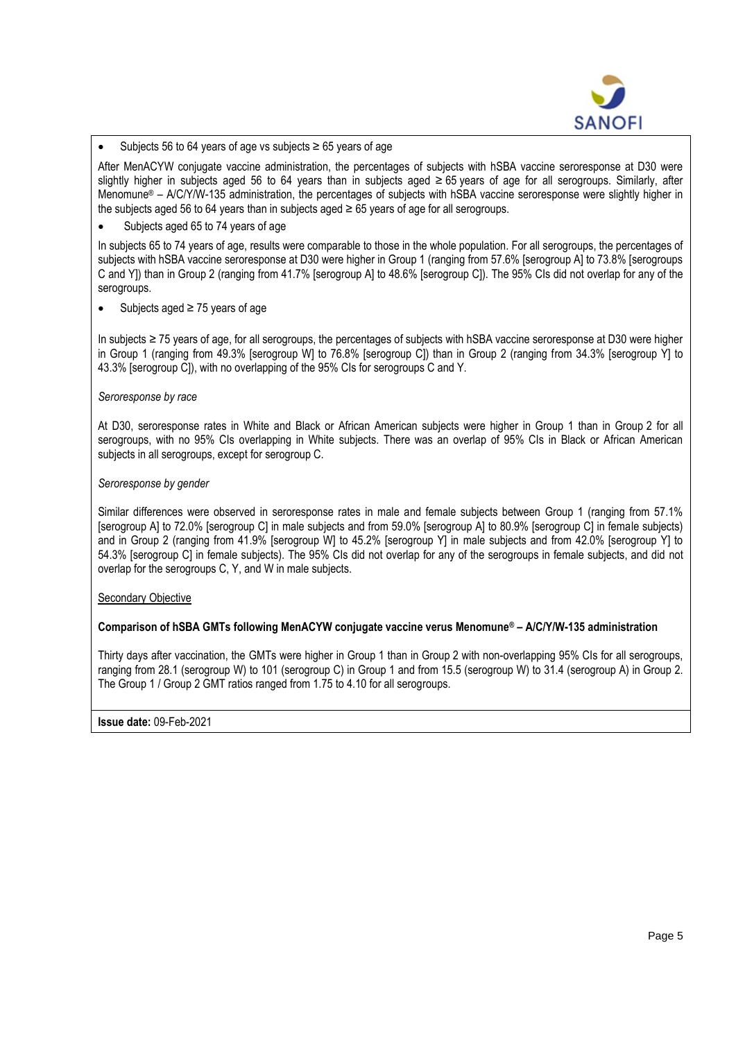- Subjects 56 to 64 years of age vs subjects ≥ 65 years of age

After MenACYW conjugate vaccine administration, the percentages of subjects with hSBA vaccine seroresponse at D30 were slightly higher in subjects aged 56 to 64 years than in subjects aged ≥ 65 years of age for all serogroups. Similarly, after Menomune® – A/C/Y/W-135 administration, the percentages of subjects with hSBA vaccine seroresponse were slightly higher in the subjects aged 56 to 64 years than in subjects aged ≥ 65 years of age for all serogroups.

- Subjects aged 65 to 74 years of age

In subjects 65 to 74 years of age, results were comparable to those in the whole population. For all serogroups, the percentages of subjects with hSBA vaccine seroresponse at D30 were higher in Group 1 (ranging from 57.6% [serogroup A] to 73.8% [serogroups C and Y]) than in Group 2 (ranging from 41.7% [serogroup A] to 48.6% [serogroup C]). The 95% CIs did not overlap for any of the serogroups.

- Subjects aged ≥ 75 years of age

In subjects ≥ 75 years of age, for all serogroups, the percentages of subjects with hSBA vaccine seroresponse at D30 were higher in Group 1 (ranging from 49.3% [serogroup W] to 76.8% [serogroup C]) than in Group 2 (ranging from 34.3% [serogroup Y] to 43.3% [serogroup C]), with no overlapping of the 95% CIs for serogroups C and Y.

*Seroresponse by race*

At D30, seroresponse rates in White and Black or African American subjects were higher in Group 1 than in Group 2 for all serogroups, with no 95% CIs overlapping in White subjects. There was an overlap of 95% CIs in Black or African American subjects in all serogroups, except for serogroup C.

*Seroresponse by gender*

Similar differences were observed in seroresponse rates in male and female subjects between Group 1 (ranging from 57.1% [serogroup A] to 72.0% [serogroup C] in male subjects and from 59.0% [serogroup A] to 80.9% [serogroup C] in female subjects) and in Group 2 (ranging from 41.9% [serogroup W] to 45.2% [serogroup Y] in male subjects and from 42.0% [serogroup Y] to 54.3% [serogroup C] in female subjects). The 95% CIs did not overlap for any of the serogroups in female subjects, and did not overlap for the serogroups C, Y, and W in male subjects.

Secondary Objective

**Comparison of hSBA GMTs following MenACYW conjugate vaccine verus Menomune® – A/C/Y/W-135 administration**

Thirty days after vaccination, the GMTs were higher in Group 1 than in Group 2 with non-overlapping 95% CIs for all serogroups, ranging from 28.1 (serogroup W) to 101 (serogroup C) in Group 1 and from 15.5 (serogroup W) to 31.4 (serogroup A) in Group 2. The Group 1 / Group 2 GMT ratios ranged from 1.75 to 4.10 for all serogroups.

**Issue date:** 09-Feb-2021